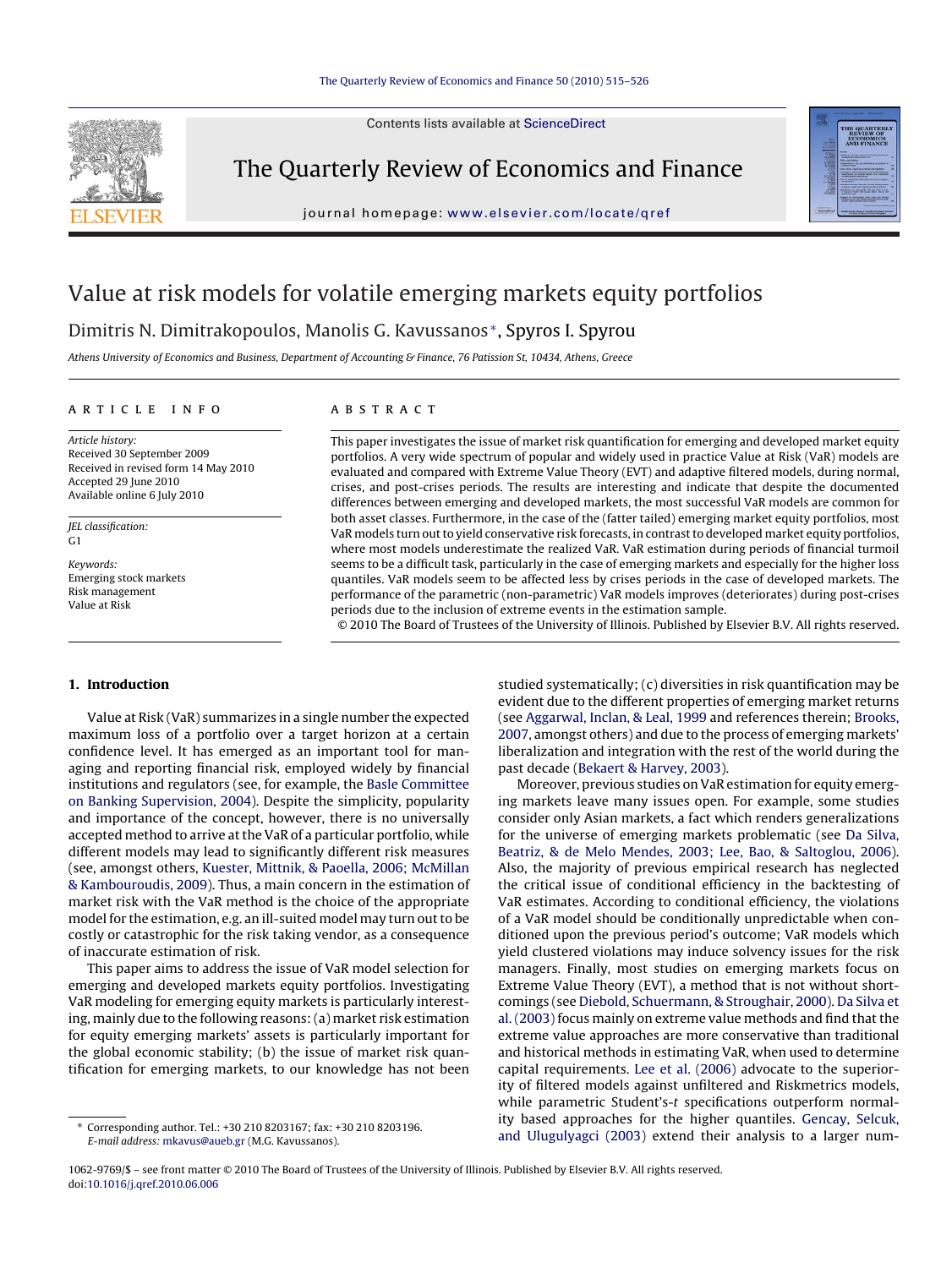# Value at risk models for volatile emerging markets equity portfolios

Dimitris N. Dimitrakopoulos, Manolis G. Kavussanos*, Spyros I. Spyrou

*Athens University of Economics and Business, Department of Accounting & Finance, 76 Patission St, 10434, Athens, Greece*

**ARTICLE INFO**

*Article history:*
Received 30 September 2009
Received in revised form 14 May 2010
Accepted 29 June 2010
Available online 6 July 2010

*JEL classification:*
G1

*Keywords:*
Emerging stock markets
Risk management
Value at Risk

**ABSTRACT**

This paper investigates the issue of market risk quantification for emerging and developed market equity portfolios. A very wide spectrum of popular and widely used in practice Value at Risk (VaR) models are evaluated and compared with Extreme Value Theory (EVT) and adaptive filtered models, during normal, crises, and post-crises periods. The results are interesting and indicate that despite the documented differences between emerging and developed markets, the most successful VaR models are common for both asset classes. Furthermore, in the case of the (fatter tailed) emerging market equity portfolios, most VaR models turn out to yield conservative risk forecasts, in contrast to developed market equity portfolios, where most models underestimate the realized VaR. VaR estimation during periods of financial turmoil seems to be a difficult task, particularly in the case of emerging markets and especially for the higher loss quantiles. VaR models seem to be affected less by crises periods in the case of developed markets. The performance of the parametric (non-parametric) VaR models improves (deteriorates) during post-crises periods due to the inclusion of extreme events in the estimation sample.

© 2010 The Board of Trustees of the University of Illinois. Published by Elsevier B.V. All rights reserved.

## 1. Introduction

Value at Risk (VaR) summarizes in a single number the expected maximum loss of a portfolio over a target horizon at a certain confidence level. It has emerged as an important tool for managing and reporting financial risk, employed widely by financial institutions and regulators (see, for example, the Basle Committee on Banking Supervision, 2004). Despite the simplicity, popularity and importance of the concept, however, there is no universally accepted method to arrive at the VaR of a particular portfolio, while different models may lead to significantly different risk measures (see, amongst others, Kuester, Mittnik, & Paoella, 2006; McMillan & Kambouroudis, 2009). Thus, a main concern in the estimation of market risk with the VaR method is the choice of the appropriate model for the estimation, e.g. an ill-suited model may turn out to be costly or catastrophic for the risk taking vendor, as a consequence of inaccurate estimation of risk.

This paper aims to address the issue of VaR model selection for emerging and developed markets equity portfolios. Investigating VaR modeling for emerging equity markets is particularly interesting, mainly due to the following reasons: (a) market risk estimation for equity emerging markets' assets is particularly important for the global economic stability; (b) the issue of market risk quantification for emerging markets, to our knowledge has not been studied systematically; (c) diversities in risk quantification may be evident due to the different properties of emerging market returns (see Aggarwal, Inclan, & Leal, 1999 and references therein; Brooks, 2007, amongst others) and due to the process of emerging markets' liberalization and integration with the rest of the world during the past decade (Bekaert & Harvey, 2003).

Moreover, previous studies on VaR estimation for equity emerging markets leave many issues open. For example, some studies consider only Asian markets, a fact which renders generalizations for the universe of emerging markets problematic (see Da Silva, Beatriz, & de Melo Mendes, 2003; Lee, Bao, & Saltoglou, 2006). Also, the majority of previous empirical research has neglected the critical issue of conditional efficiency in the backtesting of VaR estimates. According to conditional efficiency, the violations of a VaR model should be conditionally unpredictable when conditioned upon the previous period's outcome; VaR models which yield clustered violations may induce solvency issues for the risk managers. Finally, most studies on emerging markets focus on Extreme Value Theory (EVT), a method that is not without shortcomings (see Diebold, Schuermann, & Stroughair, 2000). Da Silva et al. (2003) focus mainly on extreme value methods and find that the extreme value approaches are more conservative than traditional and historical methods in estimating VaR, when used to determine capital requirements. Lee et al. (2006) advocate to the superiority of filtered models against unfiltered and Riskmetrics models, while parametric Student's-*t* specifications outperform normality based approaches for the higher quantiles. Gencay, Selcuk, and Ulugulyagci (2003) extend their analysis to a larger num-

\* Corresponding author. Tel.: +30 210 8203167; fax: +30 210 8203196.
*E-mail address:* mkavus@aueb.gr (M.G. Kavussanos).

1062-9769/$ – see front matter © 2010 The Board of Trustees of the University of Illinois. Published by Elsevier B.V. All rights reserved.
doi:10.1016/j.qref.2010.06.006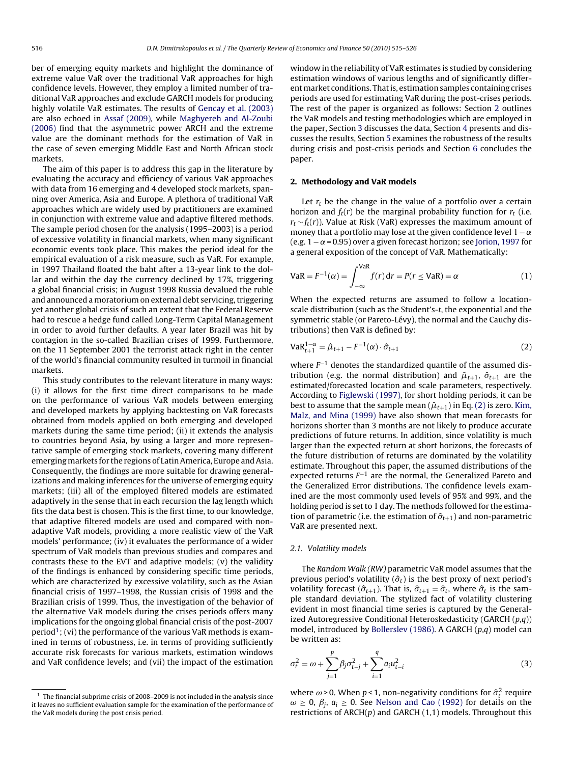ber of emerging equity markets and highlight the dominance of extreme value VaR over the traditional VaR approaches for high confidence levels. However, they employ a limited number of traditional VaR approaches and exclude GARCH models for producing highly volatile VaR estimates. The results of Gencay et al. (2003) are also echoed in Assaf (2009), while Maghyereh and Al-Zoubi (2006) find that the asymmetric power ARCH and the extreme value are the dominant methods for the estimation of VaR in the case of seven emerging Middle East and North African stock markets.

The aim of this paper is to address this gap in the literature by evaluating the accuracy and efficiency of various VaR approaches with data from 16 emerging and 4 developed stock markets, spanning over America, Asia and Europe. A plethora of traditional VaR approaches which are widely used by practitioners are examined in conjunction with extreme value and adaptive filtered methods. The sample period chosen for the analysis (1995–2003) is a period of excessive volatility in financial markets, when many significant economic events took place. This makes the period ideal for the empirical evaluation of a risk measure, such as VaR. For example, in 1997 Thailand floated the baht after a 13-year link to the dollar and within the day the currency declined by 17%, triggering a global financial crisis; in August 1998 Russia devalued the ruble and announced a moratorium on external debt servicing, triggering yet another global crisis of such an extent that the Federal Reserve had to rescue a hedge fund called Long-Term Capital Management in order to avoid further defaults. A year later Brazil was hit by contagion in the so-called Brazilian crises of 1999. Furthermore, on the 11 September 2001 the terrorist attack right in the center of the world's financial community resulted in turmoil in financial markets.

This study contributes to the relevant literature in many ways: (i) it allows for the first time direct comparisons to be made on the performance of various VaR models between emerging and developed markets by applying backtesting on VaR forecasts obtained from models applied on both emerging and developed markets during the same time period; (ii) it extends the analysis to countries beyond Asia, by using a larger and more representative sample of emerging stock markets, covering many different emerging markets for the regions of Latin America, Europe and Asia. Consequently, the findings are more suitable for drawing generalizations and making inferences for the universe of emerging equity markets; (iii) all of the employed filtered models are estimated adaptively in the sense that in each recursion the lag length which fits the data best is chosen. This is the first time, to our knowledge, that adaptive filtered models are used and compared with non-adaptive VaR models, providing a more realistic view of the VaR models' performance; (iv) it evaluates the performance of a wider spectrum of VaR models than previous studies and compares and contrasts these to the EVT and adaptive models; (v) the validity of the findings is enhanced by considering specific time periods, which are characterized by excessive volatility, such as the Asian financial crisis of 1997–1998, the Russian crisis of 1998 and the Brazilian crisis of 1999. Thus, the investigation of the behavior of the alternative VaR models during the crises periods offers many implications for the ongoing global financial crisis of the post-2007 period[1]; (vi) the performance of the various VaR methods is examined in terms of robustness, i.e. in terms of providing sufficiently accurate risk forecasts for various markets, estimation windows and VaR confidence levels; and (vii) the impact of the estimation window in the reliability of VaR estimates is studied by considering estimation windows of various lengths and of significantly different market conditions. That is, estimation samples containing crises periods are used for estimating VaR during the post-crises periods. The rest of the paper is organized as follows: Section 2 outlines the VaR models and testing methodologies which are employed in the paper, Section 3 discusses the data, Section 4 presents and discusses the results, Section 5 examines the robustness of the results during crisis and post-crisis periods and Section 6 concludes the paper.

## 2. Methodology and VaR models

Let $r_t$ be the change in the value of a portfolio over a certain horizon and $f_t(r)$ be the marginal probability function for $r_t$ (i.e. $r_t \sim f_t(r)$). Value at Risk (VaR) expresses the maximum amount of money that a portfolio may lose at the given confidence level $1-\alpha$ (e.g. $1-\alpha = 0.95$) over a given forecast horizon; see Jorion, 1997 for a general exposition of the concept of VaR. Mathematically:

$$\text{VaR} = F^{-1}(\alpha) = \int_{-\infty}^{\text{VaR}} f(r)\,\text{d}r = P(r \leq \text{VaR}) = \alpha \tag{1}$$

When the expected returns are assumed to follow a location-scale distribution (such as the Student's-*t*, the exponential and the symmetric stable (or Pareto-Lévy), the normal and the Cauchy distributions) then VaR is defined by:

$$\text{VaR}_{t+1}^{1-\alpha} = \hat{\mu}_{t+1} - F^{-1}(\alpha) \cdot \hat{\sigma}_{t+1} \tag{2}$$

where $F^{-1}$ denotes the standardized quantile of the assumed distribution (e.g. the normal distribution) and $\hat{\mu}_{t+1}$, $\hat{\sigma}_{t+1}$ are the estimated/forecasted location and scale parameters, respectively. According to Figlewski (1997), for short holding periods, it can be best to assume that the sample mean ($\hat{\mu}_{t+1}$) in Eq. (2) is zero. Kim, Malz, and Mina (1999) have also shown that mean forecasts for horizons shorter than 3 months are not likely to produce accurate predictions of future returns. In addition, since volatility is much larger than the expected return at short horizons, the forecasts of the future distribution of returns are dominated by the volatility estimate. Throughout this paper, the assumed distributions of the expected returns $F^{-1}$ are the normal, the Generalized Pareto and the Generalized Error distributions. The confidence levels examined are the most commonly used levels of 95% and 99%, and the holding period is set to 1 day. The methods followed for the estimation of parametric (i.e. the estimation of $\hat{\sigma}_{t+1}$) and non-parametric VaR are presented next.

### 2.1. Volatility models

The *Random Walk (RW)* parametric VaR model assumes that the previous period's volatility ($\hat{\sigma}_t$) is the best proxy of next period's volatility forecast ($\hat{\sigma}_{t+1}$). That is, $\hat{\sigma}_{t+1} = \hat{\sigma}_t$, where $\hat{\sigma}_t$ is the sample standard deviation. The stylized fact of volatility clustering evident in most financial time series is captured by the Generalized Autoregressive Conditional Heteroskedasticity (GARCH $(p,q)$) model, introduced by Bollerslev (1986). A GARCH $(p,q)$ model can be written as:

$$\sigma_t^2 = \omega + \sum_{j=1}^{p} \beta_j \sigma_{t-j}^2 + \sum_{i=1}^{q} a_i u_{t-i}^2 \tag{3}$$

where $\omega > 0$. When $p < 1$, non-negativity conditions for $\hat{\sigma}_t^2$ require $\omega \geq 0$, $\beta_j$, $a_i \geq 0$. See Nelson and Cao (1992) for details on the restrictions of ARCH$(p)$ and GARCH (1,1) models. Throughout this

[1] The financial subprime crisis of 2008–2009 is not included in the analysis since it leaves no sufficient evaluation sample for the examination of the performance of the VaR models during the post crisis period.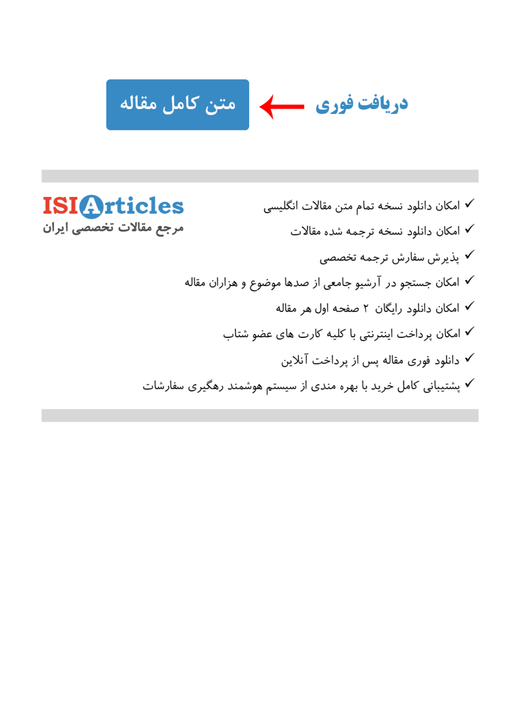دریافت فوری ← **متن کامل مقاله**

**ISIArticles**
مرجع مقالات تخصصی ایران

- ✓ امکان دانلود نسخه تمام متن مقالات انگلیسی
- ✓ امکان دانلود نسخه ترجمه شده مقالات
- ✓ پذیرش سفارش ترجمه تخصصی
- ✓ امکان جستجو در آرشیو جامعی از صدها موضوع و هزاران مقاله
- ✓ امکان دانلود رایگان ۲ صفحه اول هر مقاله
- ✓ امکان پرداخت اینترنتی با کلیه کارت های عضو شتاب
- ✓ دانلود فوری مقاله پس از پرداخت آنلاین
- ✓ پشتیبانی کامل خرید با بهره مندی از سیستم هوشمند رهگیری سفارشات